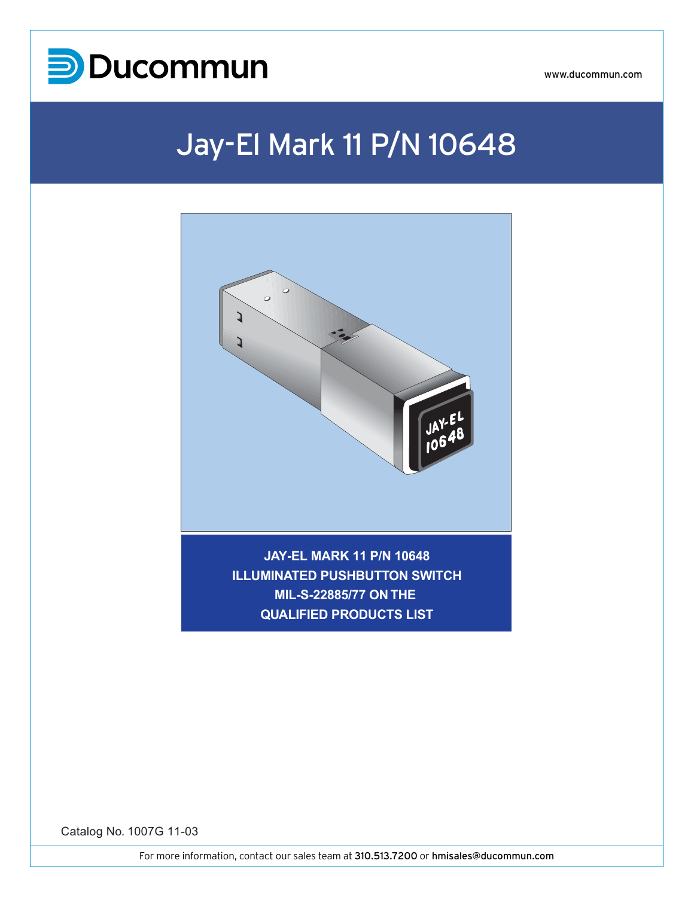Ducommun

www.ducommun.com

# Jay-El Mark 11 P/N 10648

**JAY-EL MARK 11 P/N 10648**
**ILLUMINATED PUSHBUTTON SWITCH**
**MIL-S-22885/77 ON THE**
**QUALIFIED PRODUCTS LIST**

Catalog No. 1007G 11-03

For more information, contact our sales team at 310.513.7200 or hmisales@ducommun.com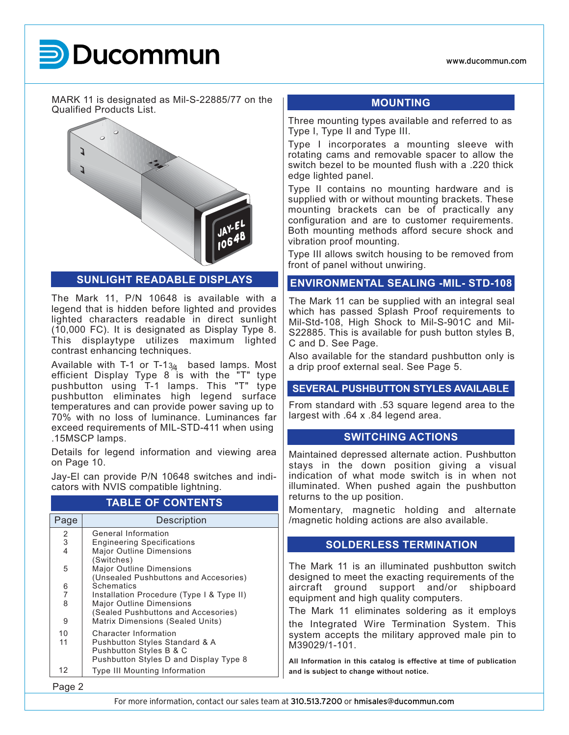MARK 11 is designated as Mil-S-22885/77 on the Qualified Products List.

## SUNLIGHT READABLE DISPLAYS

The Mark 11, P/N 10648 is available with a legend that is hidden before lighted and provides lighted characters readable in direct sunlight (10,000 FC). It is designated as Display Type 8. This displaytype utilizes maximum lighted contrast enhancing techniques.

Available with T-1 or T-1¾ based lamps. Most efficient Display Type 8 is with the "T" type pushbutton using T-1 lamps. This "T" type pushbutton eliminates high legend surface temperatures and can provide power saving up to 70% with no loss of luminance. Luminances far exceed requirements of MIL-STD-411 when using .15MSCP lamps.

Details for legend information and viewing area on Page 10.

Jay-El can provide P/N 10648 switches and indicators with NVIS compatible lightning.

## TABLE OF CONTENTS

| Page | Description |
|---|---|
| 2 | General Information |
| 3 | Engineering Specifications |
| 4 | Major Outline Dimensions (Switches) |
| 5 | Major Outline Dimensions (Unsealed Pushbuttons and Accesories) |
| 6 | Schematics |
| 7 | Installation Procedure (Type I & Type II) |
| 8 | Major Outline Dimensions (Sealed Pushbuttons and Accesories) |
| 9 | Matrix Dimensions (Sealed Units) |
| 10 | Character Information |
| 11 | Pushbutton Styles Standard & A<br>Pushbutton Styles B & C<br>Pushbutton Styles D and Display Type 8 |
| 12 | Type III Mounting Information |

## MOUNTING

Three mounting types available and referred to as Type I, Type II and Type III.

Type I incorporates a mounting sleeve with rotating cams and removable spacer to allow the switch bezel to be mounted flush with a .220 thick edge lighted panel.

Type II contains no mounting hardware and is supplied with or without mounting brackets. These mounting brackets can be of practically any configuration and are to customer requirements. Both mounting methods afford secure shock and vibration proof mounting.

Type III allows switch housing to be removed from front of panel without unwiring.

## ENVIRONMENTAL SEALING -MIL- STD-108

The Mark 11 can be supplied with an integral seal which has passed Splash Proof requirements to Mil-Std-108, High Shock to Mil-S-901C and Mil-S22885. This is available for push button styles B, C and D. See Page.

Also available for the standard pushbutton only is a drip proof external seal. See Page 5.

## SEVERAL PUSHBUTTON STYLES AVAILABLE

From standard with .53 square legend area to the largest with .64 x .84 legend area.

## SWITCHING ACTIONS

Maintained depressed alternate action. Pushbutton stays in the down position giving a visual indication of what mode switch is in when not illuminated. When pushed again the pushbutton returns to the up position.

Momentary, magnetic holding and alternate /magnetic holding actions are also available.

## SOLDERLESS TERMINATION

The Mark 11 is an illuminated pushbutton switch designed to meet the exacting requirements of the aircraft ground support and/or shipboard equipment and high quality computers.

The Mark 11 eliminates soldering as it employs the Integrated Wire Termination System. This system accepts the military approved male pin to M39029/1-101.

**All Information in this catalog is effective at time of publication and is subject to change without notice.**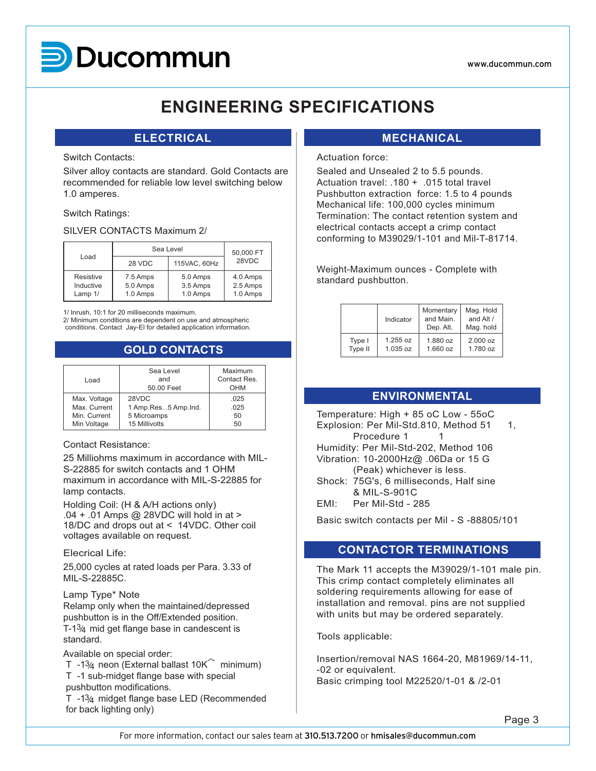# ENGINEERING SPECIFICATIONS

## ELECTRICAL

Switch Contacts:

Silver alloy contacts are standard. Gold Contacts are recommended for reliable low level switching below 1.0 amperes.

Switch Ratings:

SILVER CONTACTS Maximum 2/

| Load | Sea Level | | 50,000 FT 28VDC |
|---|---|---|---|
| | 28 VDC | 115VAC, 60Hz | |
| Resistive | 7.5 Amps | 5.0 Amps | 4.0 Amps |
| Inductive | 5.0 Amps | 3.5 Amps | 2.5 Amps |
| Lamp 1/ | 1.0 Amps | 1.0 Amps | 1.0 Amps |

1/ Inrush, 10:1 for 20 milliseconds maximum.
2/ Minimum conditions are dependent on use and atmospheric conditions. Contact Jay-El for detailed application information.

## GOLD CONTACTS

| Load | Sea Level and 50.00 Feet | Maximum Contact Res. OHM |
|---|---|---|
| Max. Voltage | 28VDC | .025 |
| Max. Current | 1 Amp.Res. .5 Amp.Ind. | .025 |
| Min. Current | 5 Microamps | 50 |
| Min Voltage | 15 Millivolts | 50 |

Contact Resistance:

25 Milliohms maximum in accordance with MIL-S-22885 for switch contacts and 1 OHM maximum in accordance with MIL-S-22885 for lamp contacts.

Holding Coil: (H & A/H actions only)
.04 + .01 Amps @ 28VDC will hold in at > 18/DC and drops out at < 14VDC. Other coil voltages available on request.

Elecrical Life:

25,000 cycles at rated loads per Para. 3.33 of MIL-S-22885C.

Lamp Type* Note
Relamp only when the maintained/depressed pushbutton is in the Off/Extended position.
T-1¾ mid get flange base in candescent is standard.

Available on special order:
T -1¾ neon (External ballast 10K minimum)
T -1 sub-midget flange base with special pushbutton modifications.
T -1¾ midget flange base LED (Recommended for back lighting only)

## MECHANICAL

Actuation force:

Sealed and Unsealed 2 to 5.5 pounds.
Actuation travel: .180 + .015 total travel
Pushbutton extraction force: 1.5 to 4 pounds
Mechanical life: 100,000 cycles minimum
Termination: The contact retention system and electrical contacts accept a crimp contact conforming to M39029/1-101 and Mil-T-81714.

Weight-Maximum ounces - Complete with standard pushbutton.

| | Indicator | Momentary and Main. Dep. Alt. | Mag. Hold and Alt / Mag. hold |
|---|---|---|---|
| Type I | 1.255 oz | 1.880 oz | 2.000 oz |
| Type II | 1.035 oz | 1.660 oz | 1.780 oz |

## ENVIRONMENTAL

Temperature: High + 85 oC Low - 55oC
Explosion: Per Mil-Std.810, Method 51 1, Procedure 1 1
Humidity: Per Mil-Std-202, Method 106
Vibration: 10-2000Hz@ .06Da or 15 G (Peak) whichever is less.
Shock: 75G's, 6 milliseconds, Half sine & MIL-S-901C
EMI: Per Mil-Std - 285

Basic switch contacts per Mil - S -88805/101

## CONTACTOR TERMINATIONS

The Mark 11 accepts the M39029/1-101 male pin. This crimp contact completely eliminates all soldering requirements allowing for ease of installation and removal. pins are not supplied with units but may be ordered separately.

Tools applicable:

Insertion/removal NAS 1664-20, M81969/14-11, -02 or equivalent.
Basic crimping tool M22520/1-01 & /2-01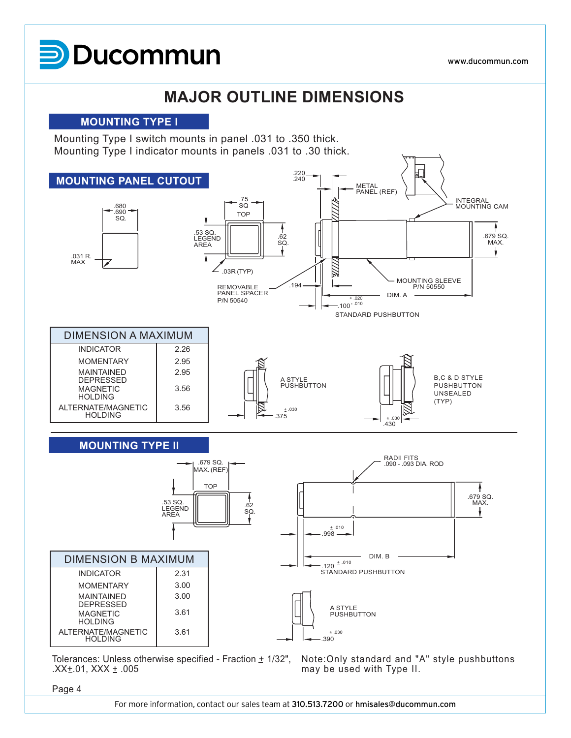# MAJOR OUTLINE DIMENSIONS

## MOUNTING TYPE I

Mounting Type I switch mounts in panel .031 to .350 thick.
Mounting Type I indicator mounts in panels .031 to .30 thick.

## MOUNTING PANEL CUTOUT

.680 .690 SQ.

.031 R. MAX

.75 SQ

TOP

.53 SQ. LEGEND AREA

.62 SQ.

.03R (TYP)

.220 .240

METAL PANEL (REF)

INTEGRAL MOUNTING CAM

.679 SQ. MAX.

REMOVABLE PANEL SPACER P/N 50540

.194

MOUNTING SLEEVE P/N 50550

DIM. A

.100 +.020 -.010

STANDARD PUSHBUTTON

| DIMENSION A MAXIMUM | |
|---|---|
| INDICATOR | 2.26 |
| MOMENTARY | 2.95 |
| MAINTAINED DEPRESSED | 2.95 |
| MAGNETIC HOLDING | 3.56 |
| ALTERNATE/MAGNETIC HOLDING | 3.56 |

A STYLE PUSHBUTTON

.375 ± .030

B,C & D STYLE PUSHBUTTON UNSEALED (TYP)

.430 ± .030

## MOUNTING TYPE II

.679 SQ. MAX. (REF)

TOP

.53 SQ. LEGEND AREA

.62 SQ.

RADII FITS .090 - .093 DIA. ROD

.679 SQ. MAX.

.998 ± .010

DIM. B

.120 ± .010

STANDARD PUSHBUTTON

| DIMENSION B MAXIMUM | |
|---|---|
| INDICATOR | 2.31 |
| MOMENTARY | 3.00 |
| MAINTAINED DEPRESSED | 3.00 |
| MAGNETIC HOLDING | 3.61 |
| ALTERNATE/MAGNETIC HOLDING | 3.61 |

A STYLE PUSHBUTTON

.390 ± .030

Tolerances: Unless otherwise specified - Fraction ± 1/32", .XX±.01, XXX ± .005

Note:Only standard and "A" style pushbuttons may be used with Type II.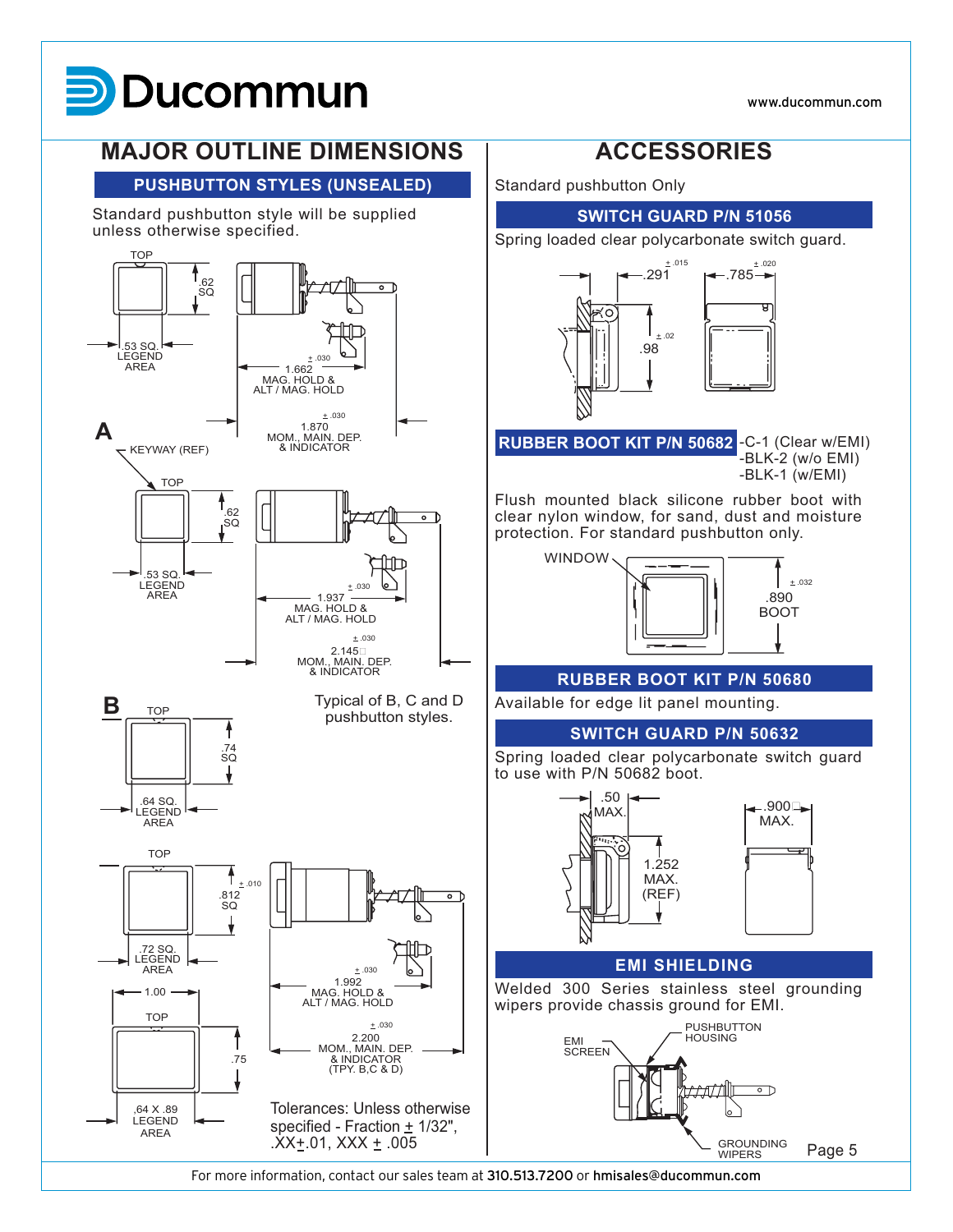# MAJOR OUTLINE DIMENSIONS

## PUSHBUTTON STYLES (UNSEALED)

Standard pushbutton style will be supplied unless otherwise specified.

TOP

.62 SQ

.53 SQ. LEGEND AREA

± .030 1.662 MAG. HOLD & ALT / MAG. HOLD

± .030 1.870 MOM., MAIN. DEP. & INDICATOR

**A**

KEYWAY (REF)

TOP

.62 SQ

.53 SQ. LEGEND AREA

± .030 1.937 MAG. HOLD & ALT / MAG. HOLD

± .030 2.145 MOM., MAIN. DEP. & INDICATOR

**B**

TOP

.74 SQ

.64 SQ. LEGEND AREA

Typical of B, C and D pushbutton styles.

TOP

± .010 .812 SQ

.72 SQ. LEGEND AREA

± .030 1.992 MAG. HOLD & ALT / MAG. HOLD

± .030 2.200 MOM., MAIN. DEP. & INDICATOR (TPY. B,C & D)

1.00

TOP

.75

.64 X .89 LEGEND AREA

Tolerances: Unless otherwise specified - Fraction ± 1/32", .XX±.01, XXX ± .005

# ACCESSORIES

Standard pushbutton Only

## SWITCH GUARD P/N 51056

Spring loaded clear polycarbonate switch guard.

± .015 .291

± .020 .785

± .02 .98

## RUBBER BOOT KIT P/N 50682

-C-1 (Clear w/EMI)
-BLK-2 (w/o EMI)
-BLK-1 (w/EMI)

Flush mounted black silicone rubber boot with clear nylon window, for sand, dust and moisture protection. For standard pushbutton only.

WINDOW

± .032 .890 BOOT

## RUBBER BOOT KIT P/N 50680

Available for edge lit panel mounting.

## SWITCH GUARD P/N 50632

Spring loaded clear polycarbonate switch guard to use with P/N 50682 boot.

.50 MAX.

.900 MAX.

1.252 MAX. (REF)

## EMI SHIELDING

Welded 300 Series stainless steel grounding wipers provide chassis ground for EMI.

EMI SCREEN

PUSHBUTTON HOUSING

GROUNDING WIPERS

For more information, contact our sales team at 310.513.7200 or hmisales@ducommun.com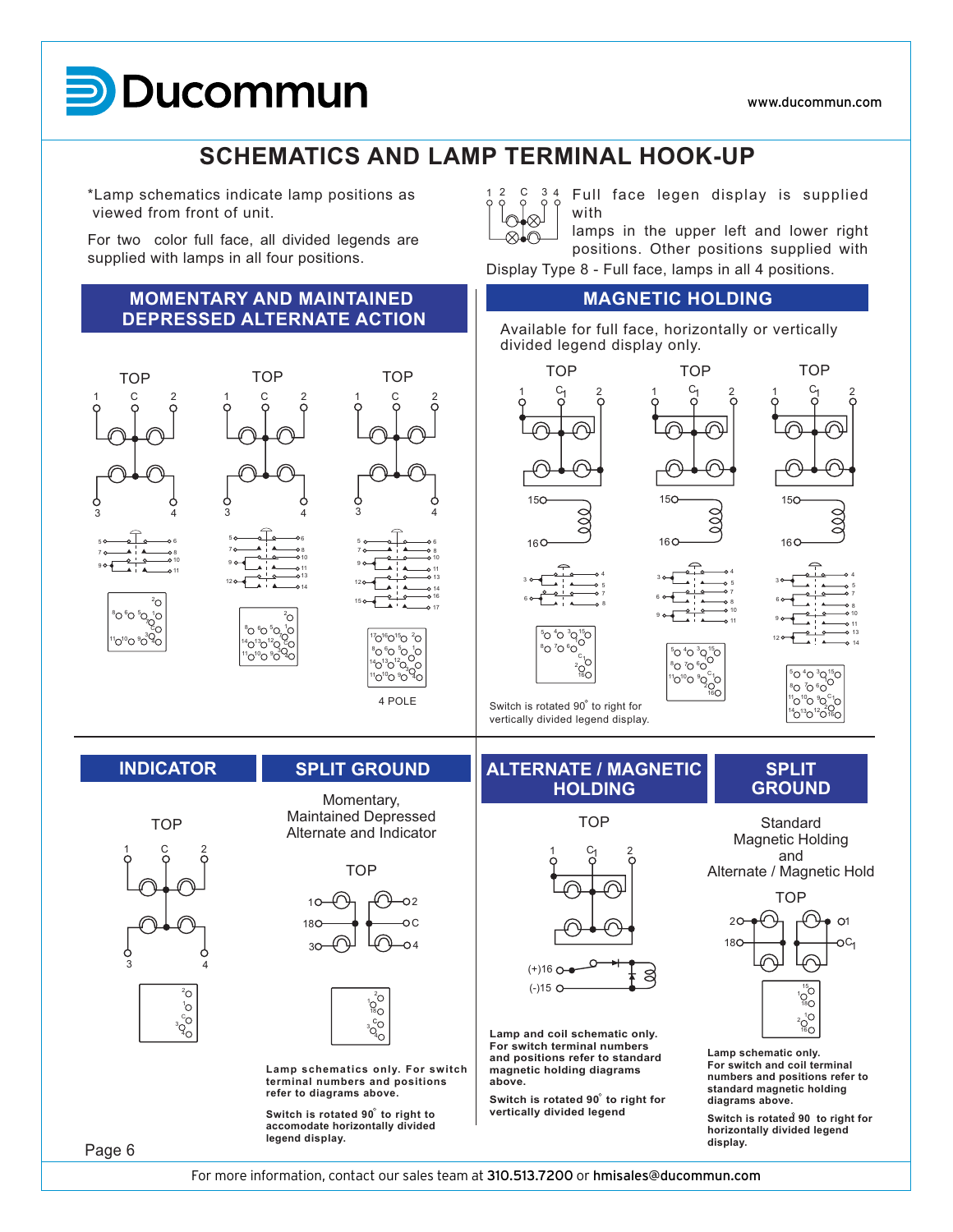# SCHEMATICS AND LAMP TERMINAL HOOK-UP

*Lamp schematics indicate lamp positions as viewed from front of unit.

For two color full face, all divided legends are supplied with lamps in all four positions.

Full face legen display is supplied with lamps in the upper left and lower right positions. Other positions supplied with Display Type 8 - Full face, lamps in all 4 positions.

## MOMENTARY AND MAINTAINED DEPRESSED ALTERNATE ACTION

TOP TOP TOP

4 POLE

## MAGNETIC HOLDING

Available for full face, horizontally or vertically divided legend display only.

TOP TOP TOP

Switch is rotated 90° to right for vertically divided legend display.

## INDICATOR

TOP

## SPLIT GROUND

Momentary, Maintained Depressed Alternate and Indicator

TOP

**Lamp schematics only. For switch terminal numbers and positions refer to diagrams above.**

**Switch is rotated 90° to right to accomodate horizontally divided legend display.**

## ALTERNATE / MAGNETIC HOLDING

TOP

**Lamp and coil schematic only. For switch terminal numbers and positions refer to standard magnetic holding diagrams above.**

**Switch is rotated 90° to right for vertically divided legend**

## SPLIT GROUND

Standard Magnetic Holding and Alternate / Magnetic Hold

TOP

**Lamp schematic only. For switch and coil terminal numbers and positions refer to standard magnetic holding diagrams above.**

**Switch is rotated 90 to right for horizontally divided legend display.**

For more information, contact our sales team at 310.513.7200 or hmisales@ducommun.com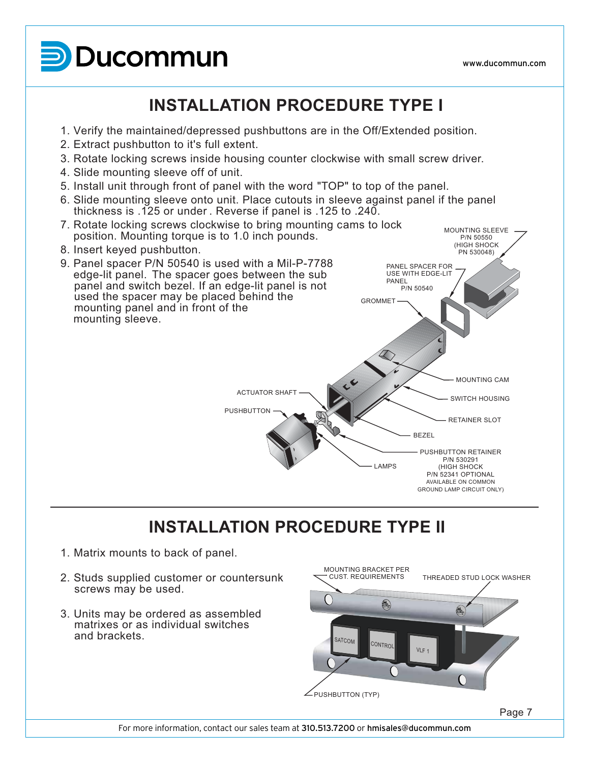# INSTALLATION PROCEDURE TYPE I

1. Verify the maintained/depressed pushbuttons are in the Off/Extended position.
2. Extract pushbutton to it's full extent.
3. Rotate locking screws inside housing counter clockwise with small screw driver.
4. Slide mounting sleeve off of unit.
5. Install unit through front of panel with the word "TOP" to top of the panel.
6. Slide mounting sleeve onto unit. Place cutouts in sleeve against panel if the panel thickness is .125 or under . Reverse if panel is .125 to .240.
7. Rotate locking screws clockwise to bring mounting cams to lock position. Mounting torque is to 1.0 inch pounds.
8. Insert keyed pushbutton.
9. Panel spacer P/N 50540 is used with a Mil-P-7788 edge-lit panel. The spacer goes between the sub panel and switch bezel. If an edge-lit panel is not used the spacer may be placed behind the mounting panel and in front of the mounting sleeve.

MOUNTING SLEEVE P/N 50550 (HIGH SHOCK PN 530048)

PANEL SPACER FOR USE WITH EDGE-LIT PANEL P/N 50540

GROMMET

MOUNTING CAM

ACTUATOR SHAFT

SWITCH HOUSING

PUSHBUTTON

RETAINER SLOT

BEZEL

PUSHBUTTON RETAINER P/N 530291 (HIGH SHOCK P/N 52341 OPTIONAL AVAILABLE ON COMMON GROUND LAMP CIRCUIT ONLY)

LAMPS

# INSTALLATION PROCEDURE TYPE II

1. Matrix mounts to back of panel.
2. Studs supplied customer or countersunk screws may be used.
3. Units may be ordered as assembled matrixes or as individual switches and brackets.

MOUNTING BRACKET PER CUST. REQUIREMENTS

THREADED STUD LOCK WASHER

SATCOM

CONTROL

VLF 1

PUSHBUTTON (TYP)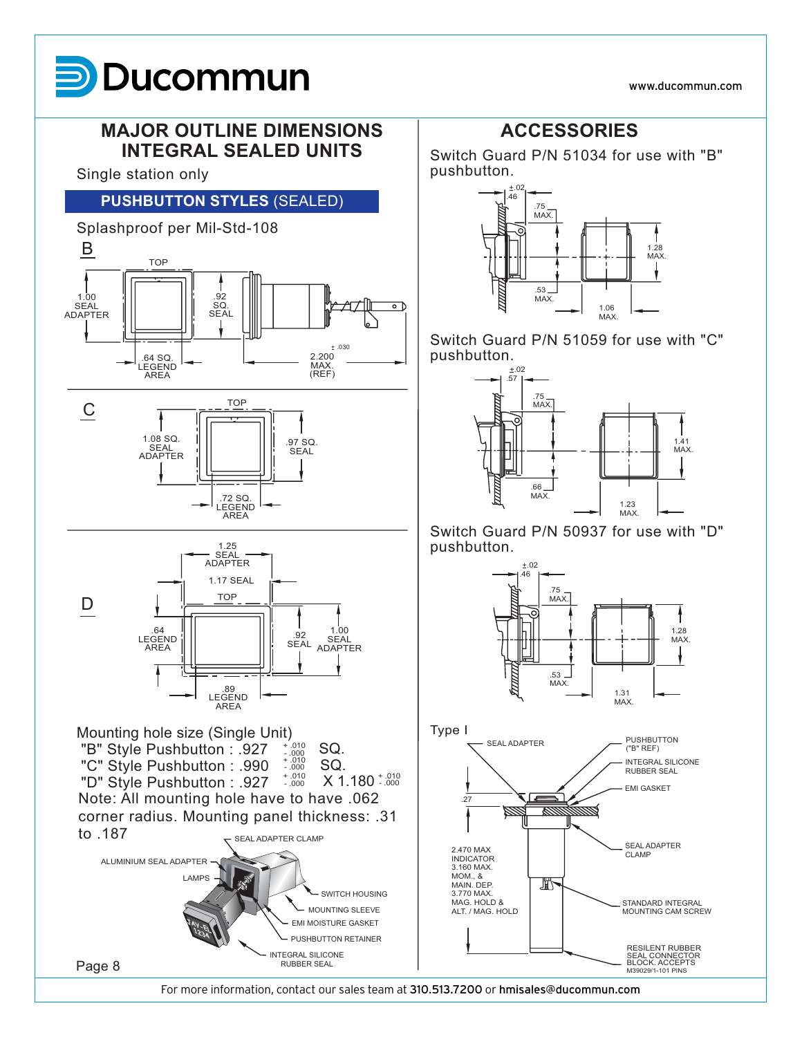# MAJOR OUTLINE DIMENSIONS INTEGRAL SEALED UNITS

Single station only

## PUSHBUTTON STYLES (SEALED)

Splashproof per Mil-Std-108

**B**

TOP

1.00 SEAL ADAPTER

.92 SQ. SEAL

.64 SQ. LEGEND AREA

± .030 2.200 MAX. (REF)

**C**

TOP

1.08 SQ. SEAL ADAPTER

.97 SQ. SEAL

.72 SQ. LEGEND AREA

**D**

1.25 SEAL ADAPTER

1.17 SEAL

TOP

.64 LEGEND AREA

.92 SEAL

1.00 SEAL ADAPTER

.89 LEGEND AREA

Mounting hole size (Single Unit)

"B" Style Pushbutton : .927 $^{+.010}_{-.000}$ SQ.
"C" Style Pushbutton : .990 $^{+.010}_{-.000}$ SQ.
"D" Style Pushbutton : .927 $^{+.010}_{-.000}$ X 1.180 $^{+.010}_{-.000}$

Note: All mounting hole have to have .062 corner radius. Mounting panel thickness: .31 to .187

SEAL ADAPTER CLAMP

ALUMINIUM SEAL ADAPTER

LAMPS

SWITCH HOUSING

MOUNTING SLEEVE

EMI MOISTURE GASKET

PUSHBUTTON RETAINER

INTEGRAL SILICONE RUBBER SEAL

# ACCESSORIES

Switch Guard P/N 51034 for use with "B" pushbutton.

±.02 .46

.75 MAX.

1.28 MAX.

.53 MAX.

1.06 MAX.

Switch Guard P/N 51059 for use with "C" pushbutton.

±.02 .57

.75 MAX.

1.41 MAX.

.66 MAX.

1.23 MAX.

Switch Guard P/N 50937 for use with "D" pushbutton.

±.02 .46

.75 MAX.

1.28 MAX.

.53 MAX.

1.31 MAX.

Type I

SEAL ADAPTER

PUSHBUTTON ("B" REF)

INTEGRAL SILICONE RUBBER SEAL

EMI GASKET

.27

2.470 MAX INDICATOR
3.160 MAX. MOM., & MAIN. DEP.
3.770 MAX. MAG. HOLD & ALT. / MAG. HOLD

SEAL ADAPTER CLAMP

STANDARD INTEGRAL MOUNTING CAM SCREW

RESILENT RUBBER SEAL CONNECTOR BLOCK. ACCEPTS M39029/1-101 PINS

For more information, contact our sales team at 310.513.7200 or hmisales@ducommun.com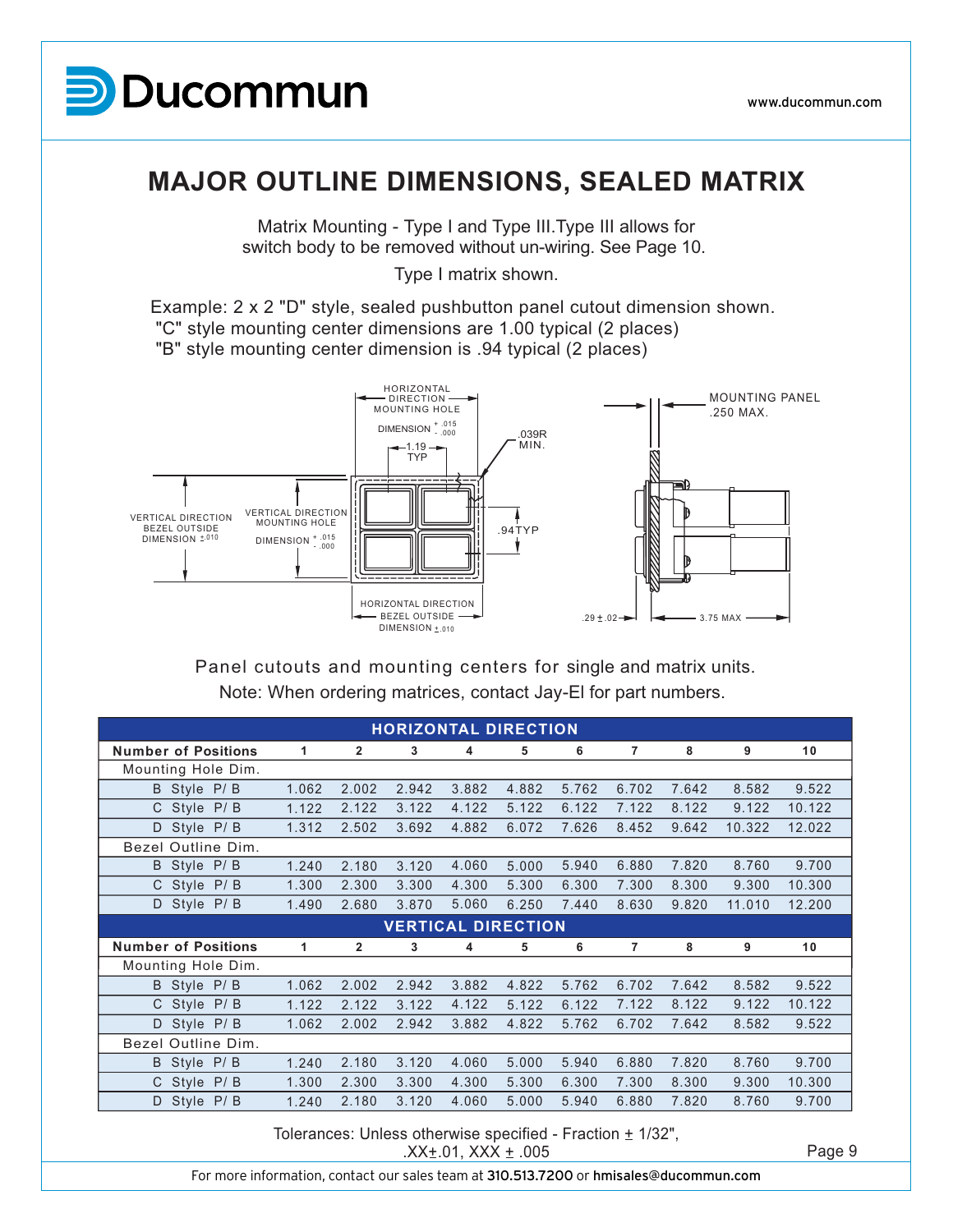# MAJOR OUTLINE DIMENSIONS, SEALED MATRIX

Matrix Mounting - Type I and Type III.Type III allows for switch body to be removed without un-wiring. See Page 10.

Type I matrix shown.

Example: 2 x 2 "D" style, sealed pushbutton panel cutout dimension shown.
"C" style mounting center dimensions are 1.00 typical (2 places)
"B" style mounting center dimension is .94 typical (2 places)

HORIZONTAL DIRECTION MOUNTING HOLE DIMENSION $^{+.015}_{-.000}$

1.19 TYP

.039R MIN.

MOUNTING PANEL .250 MAX.

VERTICAL DIRECTION BEZEL OUTSIDE DIMENSION ±.010

VERTICAL DIRECTION MOUNTING HOLE DIMENSION $^{+.015}_{-.000}$

.94TYP

HORIZONTAL DIRECTION BEZEL OUTSIDE DIMENSION ±.010

.29 ± .02

3.75 MAX

Panel cutouts and mounting centers for single and matrix units.
Note: When ordering matrices, contact Jay-El for part numbers.

| HORIZONTAL DIRECTION | | | | | | | | | | |
|---|---|---|---|---|---|---|---|---|---|---|
| **Number of Positions** | **1** | **2** | **3** | **4** | **5** | **6** | **7** | **8** | **9** | **10** |
| Mounting Hole Dim. | | | | | | | | | | |
| B Style P/ B | 1.062 | 2.002 | 2.942 | 3.882 | 4.882 | 5.762 | 6.702 | 7.642 | 8.582 | 9.522 |
| C Style P/ B | 1.122 | 2.122 | 3.122 | 4.122 | 5.122 | 6.122 | 7.122 | 8.122 | 9.122 | 10.122 |
| D Style P/ B | 1.312 | 2.502 | 3.692 | 4.882 | 6.072 | 7.626 | 8.452 | 9.642 | 10.322 | 12.022 |
| Bezel Outline Dim. | | | | | | | | | | |
| B Style P/ B | 1.240 | 2.180 | 3.120 | 4.060 | 5.000 | 5.940 | 6.880 | 7.820 | 8.760 | 9.700 |
| C Style P/ B | 1.300 | 2.300 | 3.300 | 4.300 | 5.300 | 6.300 | 7.300 | 8.300 | 9.300 | 10.300 |
| D Style P/ B | 1.490 | 2.680 | 3.870 | 5.060 | 6.250 | 7.440 | 8.630 | 9.820 | 11.010 | 12.200 |
| **VERTICAL DIRECTION** | | | | | | | | | | |
| **Number of Positions** | **1** | **2** | **3** | **4** | **5** | **6** | **7** | **8** | **9** | **10** |
| Mounting Hole Dim. | | | | | | | | | | |
| B Style P/ B | 1.062 | 2.002 | 2.942 | 3.882 | 4.822 | 5.762 | 6.702 | 7.642 | 8.582 | 9.522 |
| C Style P/ B | 1.122 | 2.122 | 3.122 | 4.122 | 5.122 | 6.122 | 7.122 | 8.122 | 9.122 | 10.122 |
| D Style P/ B | 1.062 | 2.002 | 2.942 | 3.882 | 4.822 | 5.762 | 6.702 | 7.642 | 8.582 | 9.522 |
| Bezel Outline Dim. | | | | | | | | | | |
| B Style P/ B | 1.240 | 2.180 | 3.120 | 4.060 | 5.000 | 5.940 | 6.880 | 7.820 | 8.760 | 9.700 |
| C Style P/ B | 1.300 | 2.300 | 3.300 | 4.300 | 5.300 | 6.300 | 7.300 | 8.300 | 9.300 | 10.300 |
| D Style P/ B | 1.240 | 2.180 | 3.120 | 4.060 | 5.000 | 5.940 | 6.880 | 7.820 | 8.760 | 9.700 |

Tolerances: Unless otherwise specified - Fraction ± 1/32", .XX±.01, XXX ± .005

For more information, contact our sales team at **310.513.7200** or **hmisales@ducommun.com**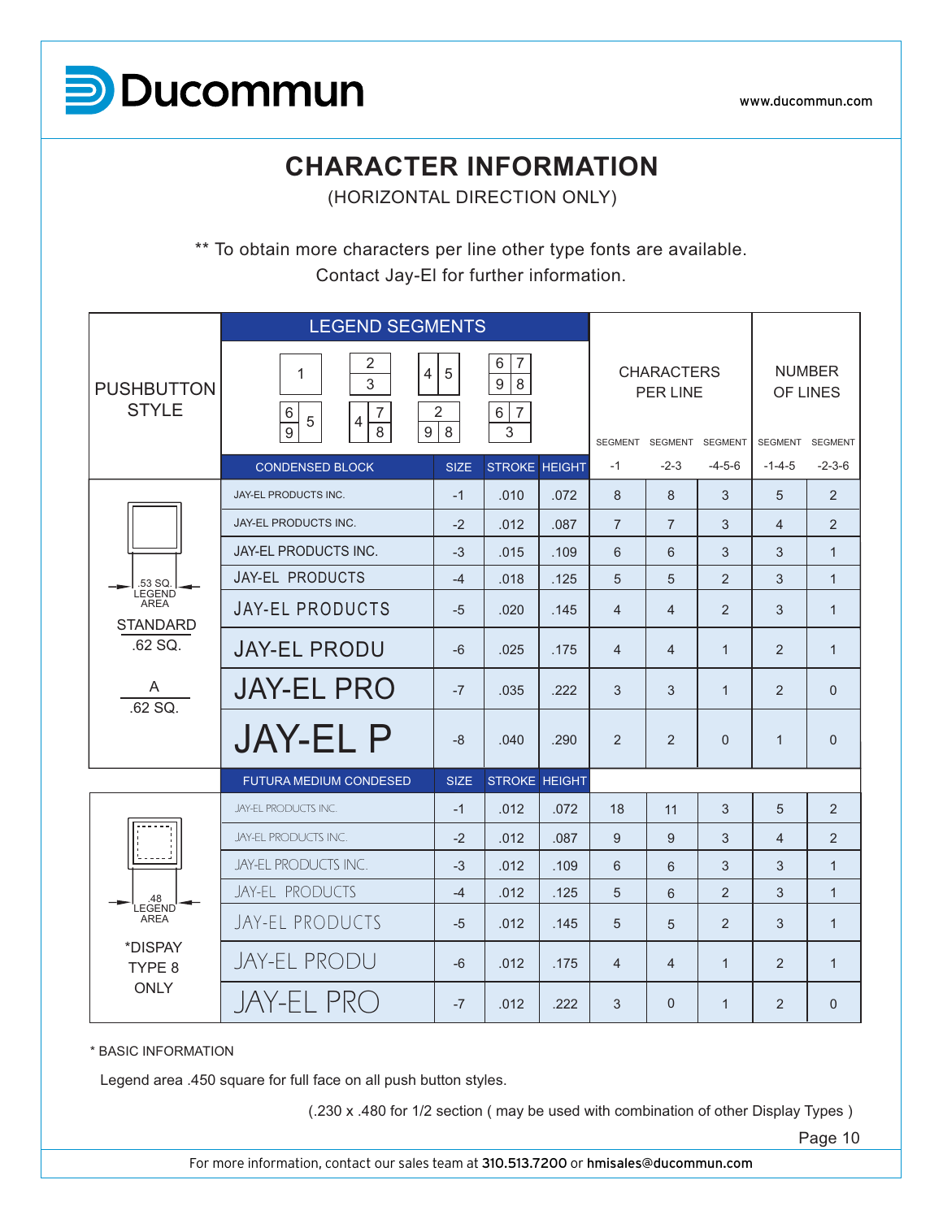# CHARACTER INFORMATION

(HORIZONTAL DIRECTION ONLY)

** To obtain more characters per line other type fonts are available. Contact Jay-El for further information.

| PUSHBUTTON STYLE | LEGEND SEGMENTS | | | | CHARACTERS PER LINE | | | NUMBER OF LINES | |
|---|---|---|---|---|---|---|---|---|---|
| | | | | | SEGMENT -1 | SEGMENT -2-3 | SEGMENT -4-5-6 | SEGMENT -1-4-5 | SEGMENT -2-3-6 |
| | CONDENSED BLOCK | SIZE | STROKE | HEIGHT | | | | | |
| .53 SQ. LEGEND AREA STANDARD .62 SQ. A .62 SQ. | JAY-EL PRODUCTS INC. | -1 | .010 | .072 | 8 | 8 | 3 | 5 | 2 |
| | JAY-EL PRODUCTS INC. | -2 | .012 | .087 | 7 | 7 | 3 | 4 | 2 |
| | JAY-EL PRODUCTS INC. | -3 | .015 | .109 | 6 | 6 | 3 | 3 | 1 |
| | JAY-EL PRODUCTS | -4 | .018 | .125 | 5 | 5 | 2 | 3 | 1 |
| | JAY-EL PRODUCTS | -5 | .020 | .145 | 4 | 4 | 2 | 3 | 1 |
| | JAY-EL PRODU | -6 | .025 | .175 | 4 | 4 | 1 | 2 | 1 |
| | JAY-EL PRO | -7 | .035 | .222 | 3 | 3 | 1 | 2 | 0 |
| | JAY-EL P | -8 | .040 | .290 | 2 | 2 | 0 | 1 | 0 |
| | FUTURA MEDIUM CONDESED | SIZE | STROKE | HEIGHT | | | | | |
| .48 LEGEND AREA *DISPAY TYPE 8 ONLY | JAY-EL PRODUCTS INC. | -1 | .012 | .072 | 18 | 11 | 3 | 5 | 2 |
| | JAY-EL PRODUCTS INC. | -2 | .012 | .087 | 9 | 9 | 3 | 4 | 2 |
| | JAY-EL PRODUCTS INC. | -3 | .012 | .109 | 6 | 6 | 3 | 3 | 1 |
| | JAY-EL PRODUCTS | -4 | .012 | .125 | 5 | 6 | 2 | 3 | 1 |
| | JAY-EL PRODUCTS | -5 | .012 | .145 | 5 | 5 | 2 | 3 | 1 |
| | JAY-EL PRODU | -6 | .012 | .175 | 4 | 4 | 1 | 2 | 1 |
| | JAY-EL PRO | -7 | .012 | .222 | 3 | 0 | 1 | 2 | 0 |

* BASIC INFORMATION

Legend area .450 square for full face on all push button styles.

(.230 x .480 for 1/2 section ( may be used with combination of other Display Types )

For more information, contact our sales team at **310.513.7200** or **hmisales@ducommun.com**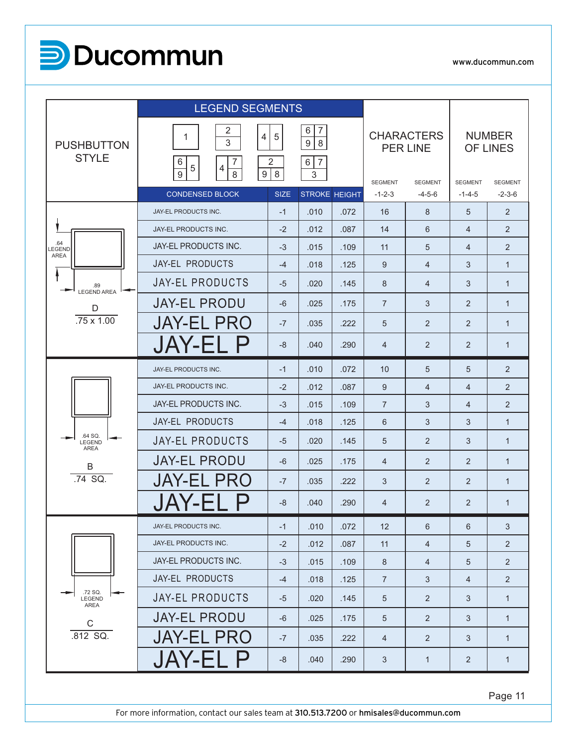| PUSHBUTTON STYLE | LEGEND SEGMENTS | | | | CHARACTERS PER LINE | | NUMBER OF LINES | |
|---|---|---|---|---|---|---|---|---|
| | CONDENSED BLOCK | SIZE | STROKE | HEIGHT | SEGMENT -1-2-3 | SEGMENT -4-5-6 | SEGMENT -1-4-5 | SEGMENT -2-3-6 |
| D .75 x 1.00 (.64 LEGEND AREA, .89 LEGEND AREA) | JAY-EL PRODUCTS INC. | -1 | .010 | .072 | 16 | 8 | 5 | 2 |
| | JAY-EL PRODUCTS INC. | -2 | .012 | .087 | 14 | 6 | 4 | 2 |
| | JAY-EL PRODUCTS INC. | -3 | .015 | .109 | 11 | 5 | 4 | 2 |
| | JAY-EL PRODUCTS | -4 | .018 | .125 | 9 | 4 | 3 | 1 |
| | JAY-EL PRODUCTS | -5 | .020 | .145 | 8 | 4 | 3 | 1 |
| | JAY-EL PRODU | -6 | .025 | .175 | 7 | 3 | 2 | 1 |
| | JAY-EL PRO | -7 | .035 | .222 | 5 | 2 | 2 | 1 |
| | JAY-EL P | -8 | .040 | .290 | 4 | 2 | 2 | 1 |
| B .74 SQ. (.64 SQ. LEGEND AREA) | JAY-EL PRODUCTS INC. | -1 | .010 | .072 | 10 | 5 | 5 | 2 |
| | JAY-EL PRODUCTS INC. | -2 | .012 | .087 | 9 | 4 | 4 | 2 |
| | JAY-EL PRODUCTS INC. | -3 | .015 | .109 | 7 | 3 | 4 | 2 |
| | JAY-EL PRODUCTS | -4 | .018 | .125 | 6 | 3 | 3 | 1 |
| | JAY-EL PRODUCTS | -5 | .020 | .145 | 5 | 2 | 3 | 1 |
| | JAY-EL PRODU | -6 | .025 | .175 | 4 | 2 | 2 | 1 |
| | JAY-EL PRO | -7 | .035 | .222 | 3 | 2 | 2 | 1 |
| | JAY-EL P | -8 | .040 | .290 | 4 | 2 | 2 | 1 |
| C .812 SQ. (.72 SQ. LEGEND AREA) | JAY-EL PRODUCTS INC. | -1 | .010 | .072 | 12 | 6 | 6 | 3 |
| | JAY-EL PRODUCTS INC. | -2 | .012 | .087 | 11 | 4 | 5 | 2 |
| | JAY-EL PRODUCTS INC. | -3 | .015 | .109 | 8 | 4 | 5 | 2 |
| | JAY-EL PRODUCTS | -4 | .018 | .125 | 7 | 3 | 4 | 2 |
| | JAY-EL PRODUCTS | -5 | .020 | .145 | 5 | 2 | 3 | 1 |
| | JAY-EL PRODU | -6 | .025 | .175 | 5 | 2 | 3 | 1 |
| | JAY-EL PRO | -7 | .035 | .222 | 4 | 2 | 3 | 1 |
| | JAY-EL P | -8 | .040 | .290 | 3 | 1 | 2 | 1 |

For more information, contact our sales team at **310.513.7200** or **hmisales@ducommun.com**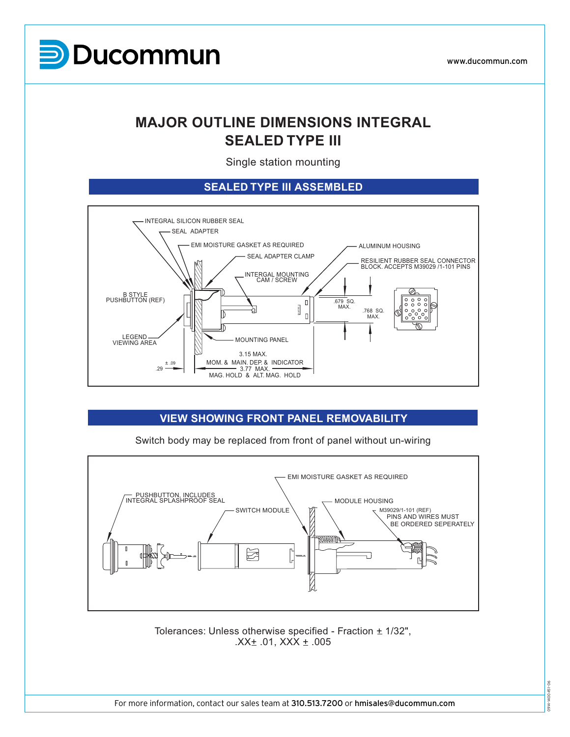# MAJOR OUTLINE DIMENSIONS INTEGRAL SEALED TYPE III

Single station mounting

## SEALED TYPE III ASSEMBLED

INTEGRAL SILICON RUBBER SEAL

SEAL ADAPTER

EMI MOISTURE GASKET AS REQUIRED

SEAL ADAPTER CLAMP

INTERGAL MOUNTING CAM / SCREW

ALUMINUM HOUSING

RESILIENT RUBBER SEAL CONNECTOR BLOCK. ACCEPTS M39029 /1-101 PINS

B STYLE PUSHBUTTON (REF)

.679 SQ. MAX.

.768 SQ. MAX.

LEGEND VIEWING AREA

MOUNTING PANEL

.29 ± .09

3.15 MAX.

MOM. & MAIN. DEP. & INDICATOR

3.77 MAX.

MAG. HOLD & ALT. MAG. HOLD

## VIEW SHOWING FRONT PANEL REMOVABILITY

Switch body may be replaced from front of panel without un-wiring

EMI MOISTURE GASKET AS REQUIRED

PUSHBUTTON, INCLUDES INTEGRAL SPLASHPROOF SEAL

SWITCH MODULE

MODULE HOUSING

M39029/1-101 (REF) PINS AND WIRES MUST BE ORDERED SEPERATELY

Tolerances: Unless otherwise specified - Fraction ± 1/32", .XX± .01, XXX ± .005

For more information, contact our sales team at **310.513.7200** or **hmisales@ducommun.com**